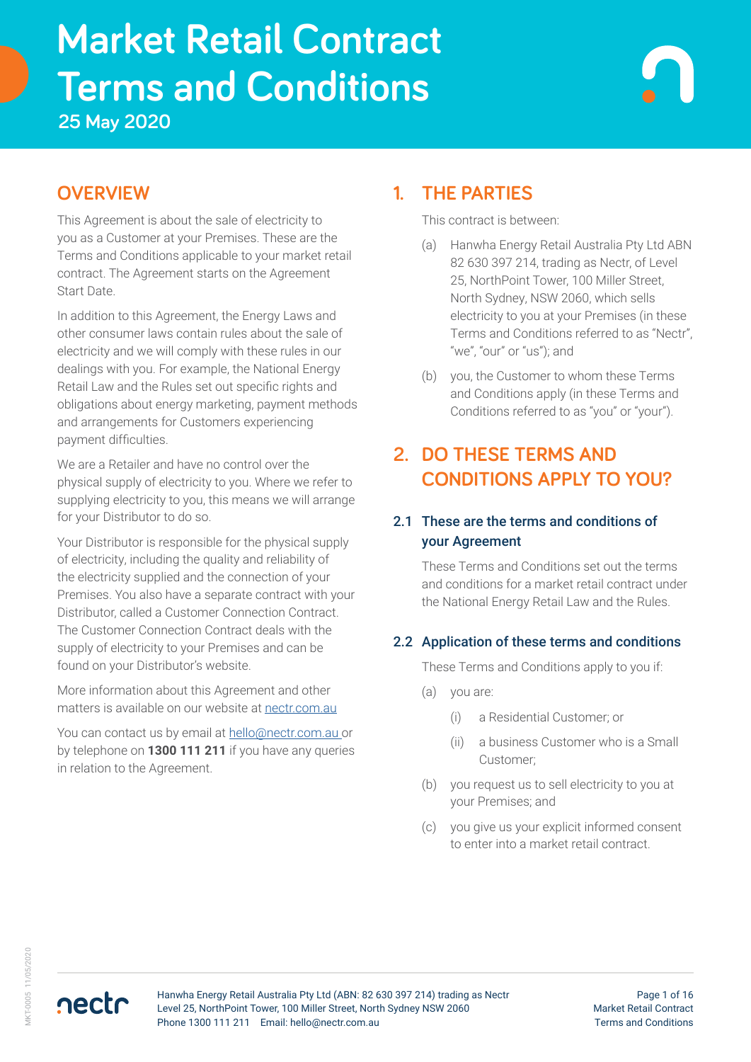# Market Retail Contract Terms and Conditions

**25 May 2020**

## OVERVIEW

This Agreement is about the sale of electricity to you as a Customer at your Premises. These are the Terms and Conditions applicable to your market retail contract. The Agreement starts on the Agreement Start Date.

In addition to this Agreement, the Energy Laws and other consumer laws contain rules about the sale of electricity and we will comply with these rules in our dealings with you. For example, the National Energy Retail Law and the Rules set out specific rights and obligations about energy marketing, payment methods and arrangements for Customers experiencing payment difficulties.

We are a Retailer and have no control over the physical supply of electricity to you. Where we refer to supplying electricity to you, this means we will arrange for your Distributor to do so.

Your Distributor is responsible for the physical supply of electricity, including the quality and reliability of the electricity supplied and the connection of your Premises. You also have a separate contract with your Distributor, called a Customer Connection Contract. The Customer Connection Contract deals with the supply of electricity to your Premises and can be found on your Distributor's website.

More information about this Agreement and other matters is available on our website at nectr.com.au

You can contact us by email at hello@nectr.com.au or by telephone on **1300 111 211** if you have any queries in relation to the Agreement.

## 1. THE PARTIES

This contract is between:

(a) Hanwha Energy Retail Australia Pty Ltd ABN 82 630 397 214, trading as Nectr, of Level 25, NorthPoint Tower, 100 Miller Street, North Sydney, NSW 2060, which sells electricity to you at your Premises (in these Terms and Conditions referred to as "Nectr", "we", "our" or "us"); and

(b) you, the Customer to whom these Terms and Conditions apply (in these Terms and Conditions referred to as "you" or "your").

## 2. DO THESE TERMS AND CONDITIONS APPLY TO YOU?

### 2.1 These are the terms and conditions of your Agreement

These Terms and Conditions set out the terms and conditions for a market retail contract under the National Energy Retail Law and the Rules.

### 2.2 Application of these terms and conditions

These Terms and Conditions apply to you if:

(a) you are:

(i) a Residential Customer; or

(ii) a business Customer who is a Small Customer;

(b) you request us to sell electricity to you at your Premises; and

(c) you give us your explicit informed consent to enter into a market retail contract.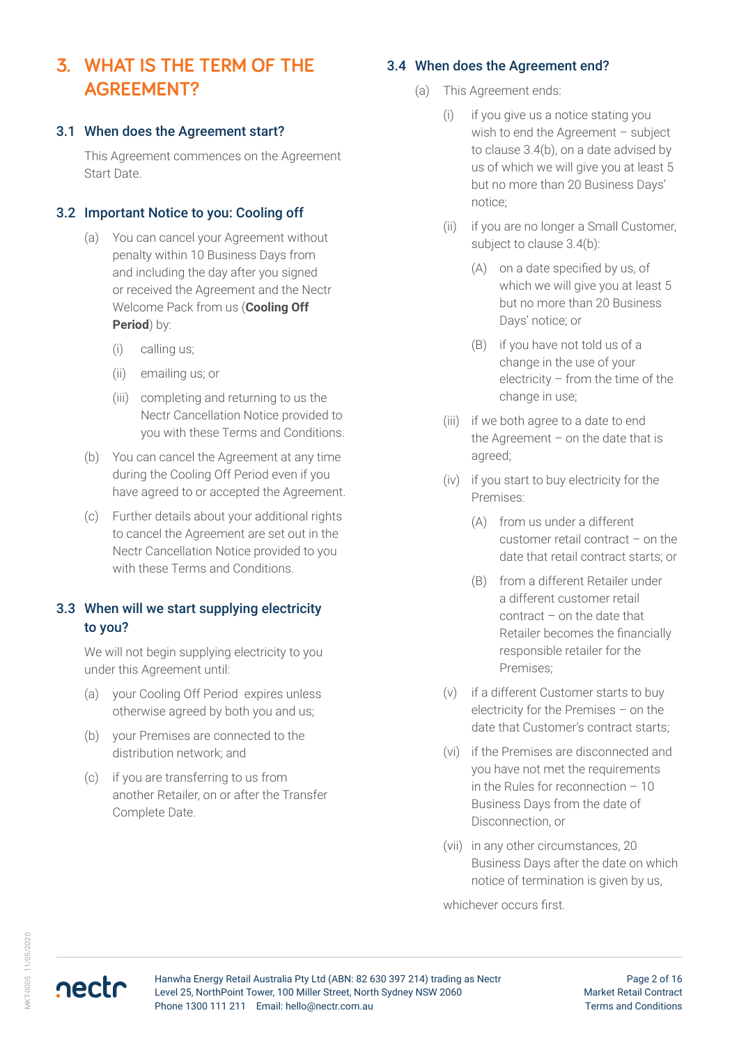# 3. WHAT IS THE TERM OF THE AGREEMENT?

## 3.1 When does the Agreement start?

This Agreement commences on the Agreement Start Date.

## 3.2 Important Notice to you: Cooling off

(a) You can cancel your Agreement without penalty within 10 Business Days from and including the day after you signed or received the Agreement and the Nectr Welcome Pack from us (**Cooling Off Period**) by:

(i) calling us;

(ii) emailing us; or

(iii) completing and returning to us the Nectr Cancellation Notice provided to you with these Terms and Conditions.

(b) You can cancel the Agreement at any time during the Cooling Off Period even if you have agreed to or accepted the Agreement.

(c) Further details about your additional rights to cancel the Agreement are set out in the Nectr Cancellation Notice provided to you with these Terms and Conditions.

## 3.3 When will we start supplying electricity to you?

We will not begin supplying electricity to you under this Agreement until:

(a) your Cooling Off Period expires unless otherwise agreed by both you and us;

(b) your Premises are connected to the distribution network; and

(c) if you are transferring to us from another Retailer, on or after the Transfer Complete Date.

## 3.4 When does the Agreement end?

(a) This Agreement ends:

(i) if you give us a notice stating you wish to end the Agreement – subject to clause 3.4(b), on a date advised by us of which we will give you at least 5 but no more than 20 Business Days' notice;

(ii) if you are no longer a Small Customer, subject to clause 3.4(b):

(A) on a date specified by us, of which we will give you at least 5 but no more than 20 Business Days' notice; or

(B) if you have not told us of a change in the use of your electricity – from the time of the change in use;

(iii) if we both agree to a date to end the Agreement – on the date that is agreed;

(iv) if you start to buy electricity for the Premises:

(A) from us under a different customer retail contract – on the date that retail contract starts; or

(B) from a different Retailer under a different customer retail contract – on the date that Retailer becomes the financially responsible retailer for the Premises;

(v) if a different Customer starts to buy electricity for the Premises – on the date that Customer's contract starts;

(vi) if the Premises are disconnected and you have not met the requirements in the Rules for reconnection – 10 Business Days from the date of Disconnection, or

(vii) in any other circumstances, 20 Business Days after the date on which notice of termination is given by us,

whichever occurs first.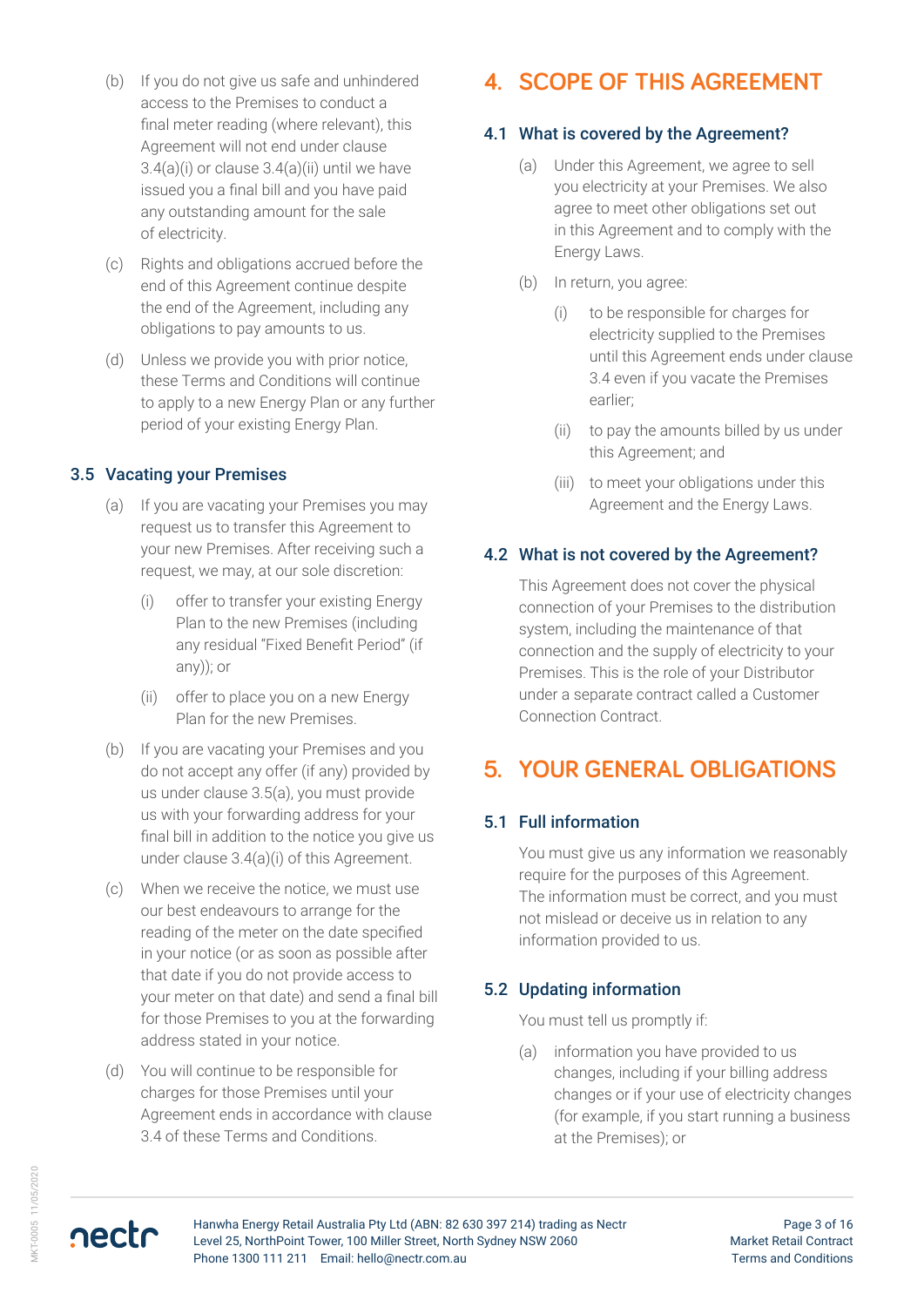(b) If you do not give us safe and unhindered access to the Premises to conduct a final meter reading (where relevant), this Agreement will not end under clause 3.4(a)(i) or clause 3.4(a)(ii) until we have issued you a final bill and you have paid any outstanding amount for the sale of electricity.

(c) Rights and obligations accrued before the end of this Agreement continue despite the end of the Agreement, including any obligations to pay amounts to us.

(d) Unless we provide you with prior notice, these Terms and Conditions will continue to apply to a new Energy Plan or any further period of your existing Energy Plan.

### 3.5 Vacating your Premises

(a) If you are vacating your Premises you may request us to transfer this Agreement to your new Premises. After receiving such a request, we may, at our sole discretion:

   (i) offer to transfer your existing Energy Plan to the new Premises (including any residual "Fixed Benefit Period" (if any)); or

   (ii) offer to place you on a new Energy Plan for the new Premises.

(b) If you are vacating your Premises and you do not accept any offer (if any) provided by us under clause 3.5(a), you must provide us with your forwarding address for your final bill in addition to the notice you give us under clause 3.4(a)(i) of this Agreement.

(c) When we receive the notice, we must use our best endeavours to arrange for the reading of the meter on the date specified in your notice (or as soon as possible after that date if you do not provide access to your meter on that date) and send a final bill for those Premises to you at the forwarding address stated in your notice.

(d) You will continue to be responsible for charges for those Premises until your Agreement ends in accordance with clause 3.4 of these Terms and Conditions.

## 4. SCOPE OF THIS AGREEMENT

### 4.1 What is covered by the Agreement?

(a) Under this Agreement, we agree to sell you electricity at your Premises. We also agree to meet other obligations set out in this Agreement and to comply with the Energy Laws.

(b) In return, you agree:

   (i) to be responsible for charges for electricity supplied to the Premises until this Agreement ends under clause 3.4 even if you vacate the Premises earlier;

   (ii) to pay the amounts billed by us under this Agreement; and

   (iii) to meet your obligations under this Agreement and the Energy Laws.

### 4.2 What is not covered by the Agreement?

This Agreement does not cover the physical connection of your Premises to the distribution system, including the maintenance of that connection and the supply of electricity to your Premises. This is the role of your Distributor under a separate contract called a Customer Connection Contract.

## 5. YOUR GENERAL OBLIGATIONS

### 5.1 Full information

You must give us any information we reasonably require for the purposes of this Agreement. The information must be correct, and you must not mislead or deceive us in relation to any information provided to us.

### 5.2 Updating information

You must tell us promptly if:

(a) information you have provided to us changes, including if your billing address changes or if your use of electricity changes (for example, if you start running a business at the Premises); or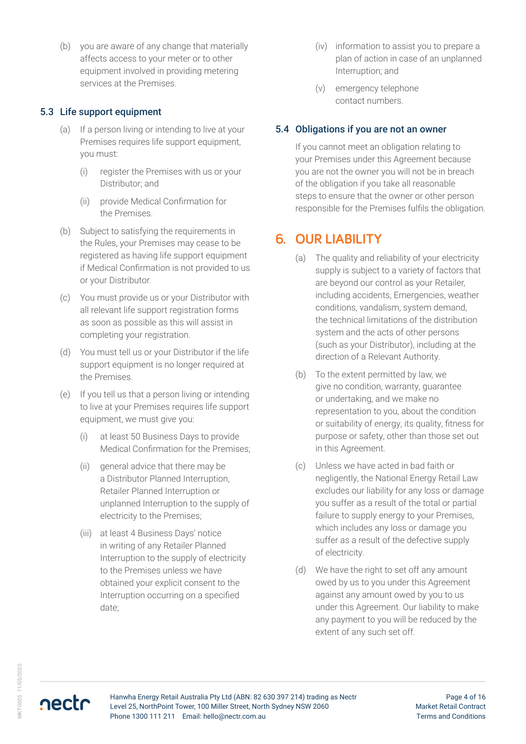(b) you are aware of any change that materially affects access to your meter or to other equipment involved in providing metering services at the Premises.

### 5.3 Life support equipment

(a) If a person living or intending to live at your Premises requires life support equipment, you must:

(i) register the Premises with us or your Distributor; and

(ii) provide Medical Confirmation for the Premises.

(b) Subject to satisfying the requirements in the Rules, your Premises may cease to be registered as having life support equipment if Medical Confirmation is not provided to us or your Distributor.

(c) You must provide us or your Distributor with all relevant life support registration forms as soon as possible as this will assist in completing your registration.

(d) You must tell us or your Distributor if the life support equipment is no longer required at the Premises.

(e) If you tell us that a person living or intending to live at your Premises requires life support equipment, we must give you:

(i) at least 50 Business Days to provide Medical Confirmation for the Premises;

(ii) general advice that there may be a Distributor Planned Interruption, Retailer Planned Interruption or unplanned Interruption to the supply of electricity to the Premises;

(iii) at least 4 Business Days' notice in writing of any Retailer Planned Interruption to the supply of electricity to the Premises unless we have obtained your explicit consent to the Interruption occurring on a specified date;

(iv) information to assist you to prepare a plan of action in case of an unplanned Interruption; and

(v) emergency telephone contact numbers.

### 5.4 Obligations if you are not an owner

If you cannot meet an obligation relating to your Premises under this Agreement because you are not the owner you will not be in breach of the obligation if you take all reasonable steps to ensure that the owner or other person responsible for the Premises fulfils the obligation.

## 6. OUR LIABILITY

(a) The quality and reliability of your electricity supply is subject to a variety of factors that are beyond our control as your Retailer, including accidents, Emergencies, weather conditions, vandalism, system demand, the technical limitations of the distribution system and the acts of other persons (such as your Distributor), including at the direction of a Relevant Authority.

(b) To the extent permitted by law, we give no condition, warranty, guarantee or undertaking, and we make no representation to you, about the condition or suitability of energy, its quality, fitness for purpose or safety, other than those set out in this Agreement.

(c) Unless we have acted in bad faith or negligently, the National Energy Retail Law excludes our liability for any loss or damage you suffer as a result of the total or partial failure to supply energy to your Premises, which includes any loss or damage you suffer as a result of the defective supply of electricity.

(d) We have the right to set off any amount owed by us to you under this Agreement against any amount owed by you to us under this Agreement. Our liability to make any payment to you will be reduced by the extent of any such set off.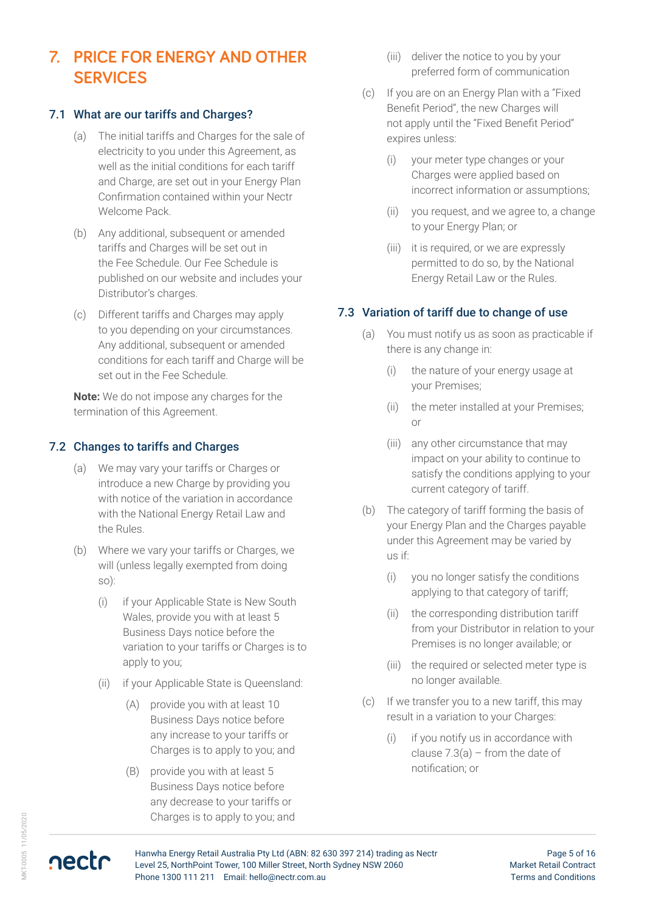# 7. PRICE FOR ENERGY AND OTHER SERVICES

## 7.1 What are our tariffs and Charges?

(a) The initial tariffs and Charges for the sale of electricity to you under this Agreement, as well as the initial conditions for each tariff and Charge, are set out in your Energy Plan Confirmation contained within your Nectr Welcome Pack.

(b) Any additional, subsequent or amended tariffs and Charges will be set out in the Fee Schedule. Our Fee Schedule is published on our website and includes your Distributor's charges.

(c) Different tariffs and Charges may apply to you depending on your circumstances. Any additional, subsequent or amended conditions for each tariff and Charge will be set out in the Fee Schedule.

**Note:** We do not impose any charges for the termination of this Agreement.

## 7.2 Changes to tariffs and Charges

(a) We may vary your tariffs or Charges or introduce a new Charge by providing you with notice of the variation in accordance with the National Energy Retail Law and the Rules.

(b) Where we vary your tariffs or Charges, we will (unless legally exempted from doing so):

   (i) if your Applicable State is New South Wales, provide you with at least 5 Business Days notice before the variation to your tariffs or Charges is to apply to you;

   (ii) if your Applicable State is Queensland:

      (A) provide you with at least 10 Business Days notice before any increase to your tariffs or Charges is to apply to you; and

      (B) provide you with at least 5 Business Days notice before any decrease to your tariffs or Charges is to apply to you; and

   (iii) deliver the notice to you by your preferred form of communication

(c) If you are on an Energy Plan with a "Fixed Benefit Period", the new Charges will not apply until the "Fixed Benefit Period" expires unless:

   (i) your meter type changes or your Charges were applied based on incorrect information or assumptions;

   (ii) you request, and we agree to, a change to your Energy Plan; or

   (iii) it is required, or we are expressly permitted to do so, by the National Energy Retail Law or the Rules.

## 7.3 Variation of tariff due to change of use

(a) You must notify us as soon as practicable if there is any change in:

   (i) the nature of your energy usage at your Premises;

   (ii) the meter installed at your Premises; or

   (iii) any other circumstance that may impact on your ability to continue to satisfy the conditions applying to your current category of tariff.

(b) The category of tariff forming the basis of your Energy Plan and the Charges payable under this Agreement may be varied by us if:

   (i) you no longer satisfy the conditions applying to that category of tariff;

   (ii) the corresponding distribution tariff from your Distributor in relation to your Premises is no longer available; or

   (iii) the required or selected meter type is no longer available.

(c) If we transfer you to a new tariff, this may result in a variation to your Charges:

   (i) if you notify us in accordance with clause 7.3(a) – from the date of notification; or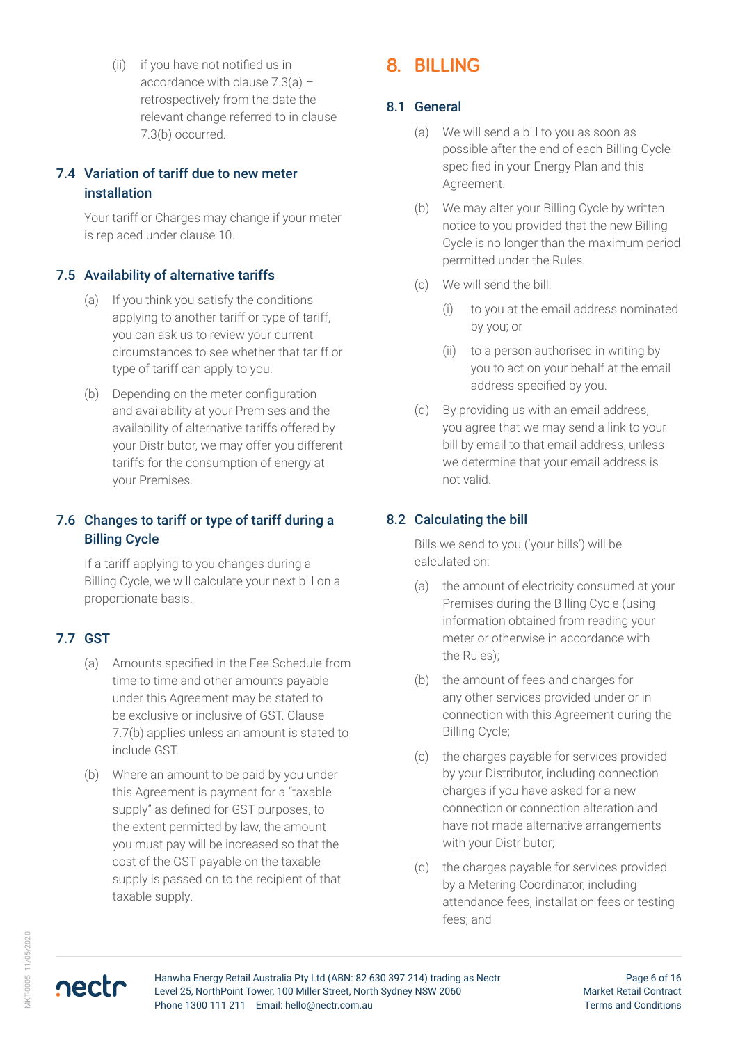(ii) if you have not notified us in accordance with clause 7.3(a) – retrospectively from the date the relevant change referred to in clause 7.3(b) occurred.

### 7.4 Variation of tariff due to new meter installation

Your tariff or Charges may change if your meter is replaced under clause 10.

### 7.5 Availability of alternative tariffs

(a) If you think you satisfy the conditions applying to another tariff or type of tariff, you can ask us to review your current circumstances to see whether that tariff or type of tariff can apply to you.

(b) Depending on the meter configuration and availability at your Premises and the availability of alternative tariffs offered by your Distributor, we may offer you different tariffs for the consumption of energy at your Premises.

### 7.6 Changes to tariff or type of tariff during a Billing Cycle

If a tariff applying to you changes during a Billing Cycle, we will calculate your next bill on a proportionate basis.

### 7.7 GST

(a) Amounts specified in the Fee Schedule from time to time and other amounts payable under this Agreement may be stated to be exclusive or inclusive of GST. Clause 7.7(b) applies unless an amount is stated to include GST.

(b) Where an amount to be paid by you under this Agreement is payment for a "taxable supply" as defined for GST purposes, to the extent permitted by law, the amount you must pay will be increased so that the cost of the GST payable on the taxable supply is passed on to the recipient of that taxable supply.

## 8. BILLING

### 8.1 General

(a) We will send a bill to you as soon as possible after the end of each Billing Cycle specified in your Energy Plan and this Agreement.

(b) We may alter your Billing Cycle by written notice to you provided that the new Billing Cycle is no longer than the maximum period permitted under the Rules.

(c) We will send the bill:

(i) to you at the email address nominated by you; or

(ii) to a person authorised in writing by you to act on your behalf at the email address specified by you.

(d) By providing us with an email address, you agree that we may send a link to your bill by email to that email address, unless we determine that your email address is not valid.

### 8.2 Calculating the bill

Bills we send to you ('your bills') will be calculated on:

(a) the amount of electricity consumed at your Premises during the Billing Cycle (using information obtained from reading your meter or otherwise in accordance with the Rules);

(b) the amount of fees and charges for any other services provided under or in connection with this Agreement during the Billing Cycle;

(c) the charges payable for services provided by your Distributor, including connection charges if you have asked for a new connection or connection alteration and have not made alternative arrangements with your Distributor;

(d) the charges payable for services provided by a Metering Coordinator, including attendance fees, installation fees or testing fees; and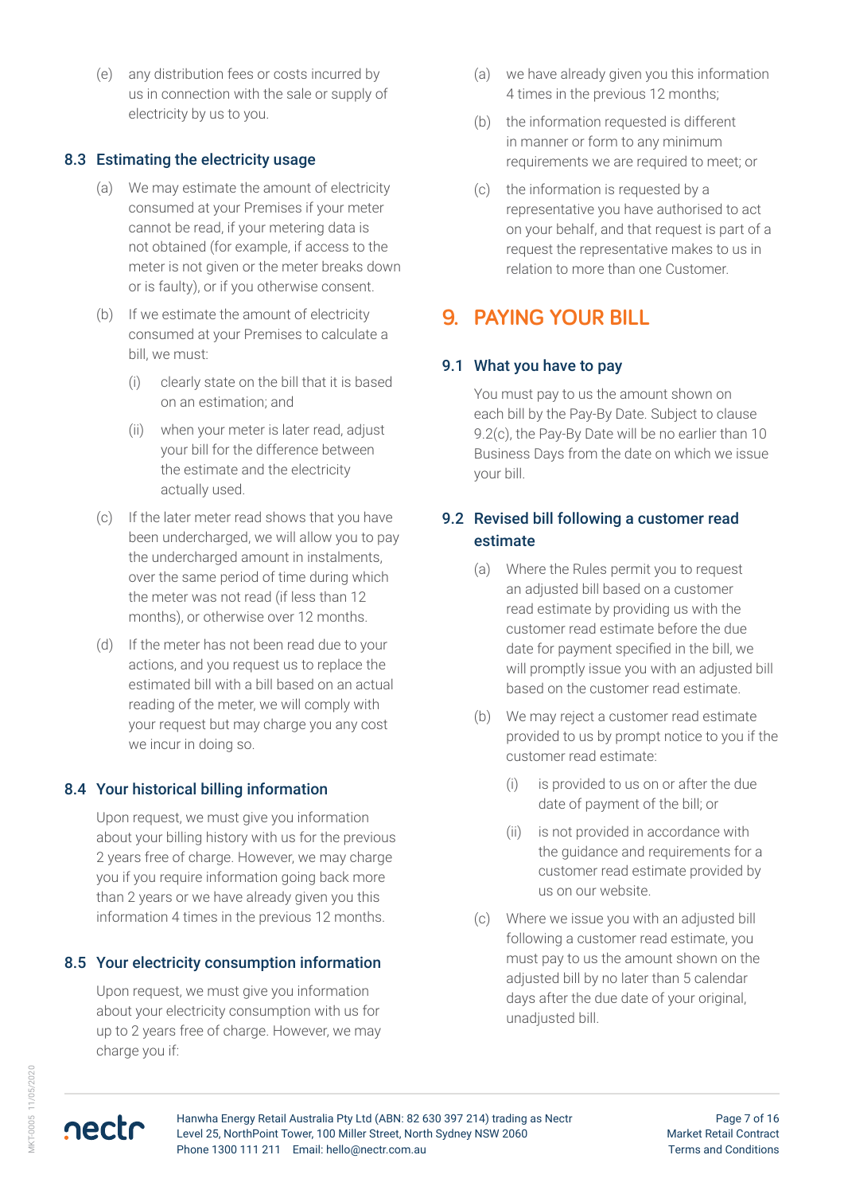(e) any distribution fees or costs incurred by us in connection with the sale or supply of electricity by us to you.

### 8.3 Estimating the electricity usage

(a) We may estimate the amount of electricity consumed at your Premises if your meter cannot be read, if your metering data is not obtained (for example, if access to the meter is not given or the meter breaks down or is faulty), or if you otherwise consent.

(b) If we estimate the amount of electricity consumed at your Premises to calculate a bill, we must:

(i) clearly state on the bill that it is based on an estimation; and

(ii) when your meter is later read, adjust your bill for the difference between the estimate and the electricity actually used.

(c) If the later meter read shows that you have been undercharged, we will allow you to pay the undercharged amount in instalments, over the same period of time during which the meter was not read (if less than 12 months), or otherwise over 12 months.

(d) If the meter has not been read due to your actions, and you request us to replace the estimated bill with a bill based on an actual reading of the meter, we will comply with your request but may charge you any cost we incur in doing so.

### 8.4 Your historical billing information

Upon request, we must give you information about your billing history with us for the previous 2 years free of charge. However, we may charge you if you require information going back more than 2 years or we have already given you this information 4 times in the previous 12 months.

### 8.5 Your electricity consumption information

Upon request, we must give you information about your electricity consumption with us for up to 2 years free of charge. However, we may charge you if:

(a) we have already given you this information 4 times in the previous 12 months;

(b) the information requested is different in manner or form to any minimum requirements we are required to meet; or

(c) the information is requested by a representative you have authorised to act on your behalf, and that request is part of a request the representative makes to us in relation to more than one Customer.

## 9. PAYING YOUR BILL

### 9.1 What you have to pay

You must pay to us the amount shown on each bill by the Pay-By Date. Subject to clause 9.2(c), the Pay-By Date will be no earlier than 10 Business Days from the date on which we issue your bill.

### 9.2 Revised bill following a customer read estimate

(a) Where the Rules permit you to request an adjusted bill based on a customer read estimate by providing us with the customer read estimate before the due date for payment specified in the bill, we will promptly issue you with an adjusted bill based on the customer read estimate.

(b) We may reject a customer read estimate provided to us by prompt notice to you if the customer read estimate:

(i) is provided to us on or after the due date of payment of the bill; or

(ii) is not provided in accordance with the guidance and requirements for a customer read estimate provided by us on our website.

(c) Where we issue you with an adjusted bill following a customer read estimate, you must pay to us the amount shown on the adjusted bill by no later than 5 calendar days after the due date of your original, unadjusted bill.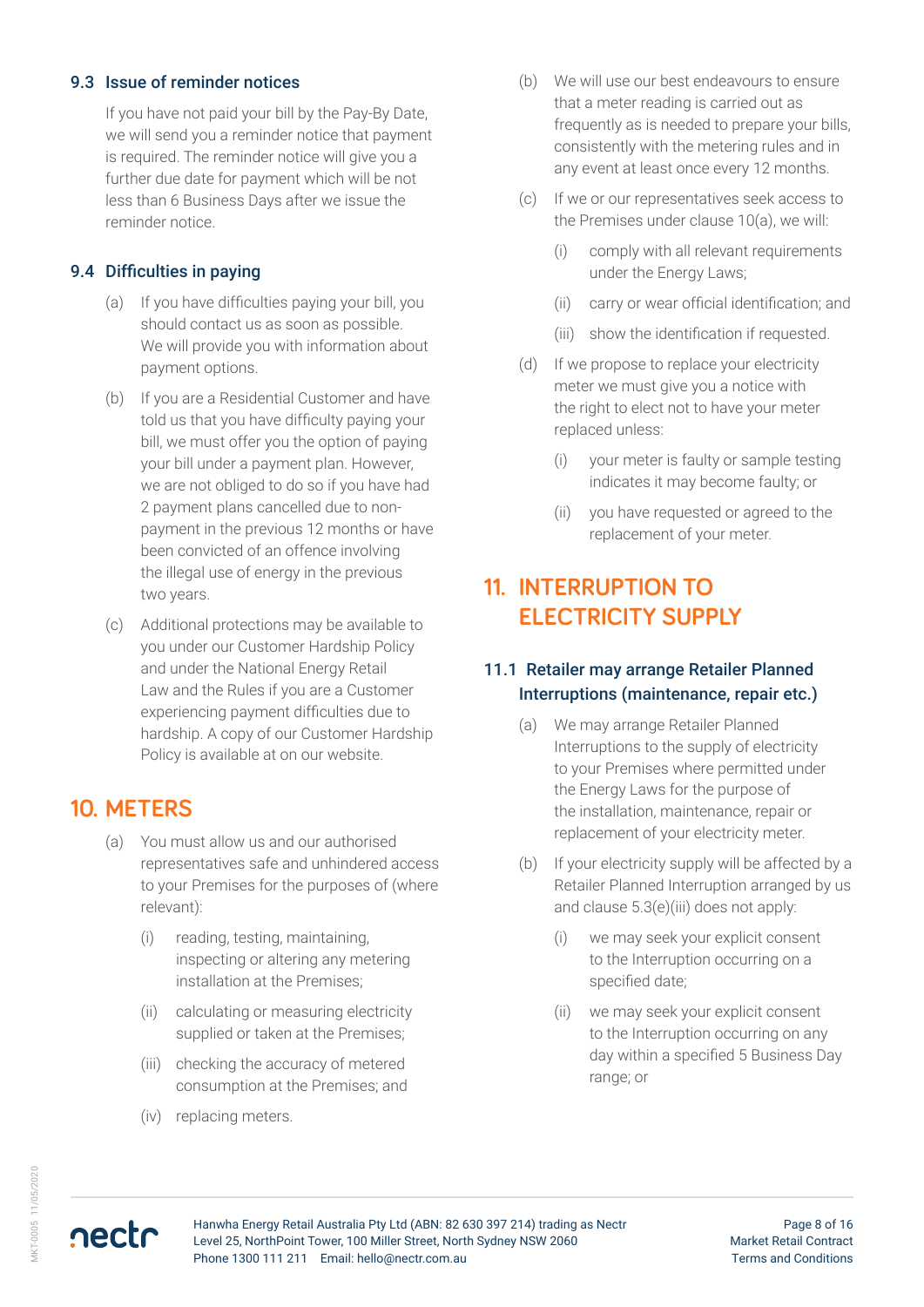### 9.3 Issue of reminder notices

If you have not paid your bill by the Pay-By Date, we will send you a reminder notice that payment is required. The reminder notice will give you a further due date for payment which will be not less than 6 Business Days after we issue the reminder notice.

### 9.4 Difficulties in paying

(a) If you have difficulties paying your bill, you should contact us as soon as possible. We will provide you with information about payment options.

(b) If you are a Residential Customer and have told us that you have difficulty paying your bill, we must offer you the option of paying your bill under a payment plan. However, we are not obliged to do so if you have had 2 payment plans cancelled due to non-payment in the previous 12 months or have been convicted of an offence involving the illegal use of energy in the previous two years.

(c) Additional protections may be available to you under our Customer Hardship Policy and under the National Energy Retail Law and the Rules if you are a Customer experiencing payment difficulties due to hardship. A copy of our Customer Hardship Policy is available at on our website.

## 10. METERS

(a) You must allow us and our authorised representatives safe and unhindered access to your Premises for the purposes of (where relevant):

(i) reading, testing, maintaining, inspecting or altering any metering installation at the Premises;

(ii) calculating or measuring electricity supplied or taken at the Premises;

(iii) checking the accuracy of metered consumption at the Premises; and

(iv) replacing meters.

(b) We will use our best endeavours to ensure that a meter reading is carried out as frequently as is needed to prepare your bills, consistently with the metering rules and in any event at least once every 12 months.

(c) If we or our representatives seek access to the Premises under clause 10(a), we will:

(i) comply with all relevant requirements under the Energy Laws;

(ii) carry or wear official identification; and

(iii) show the identification if requested.

(d) If we propose to replace your electricity meter we must give you a notice with the right to elect not to have your meter replaced unless:

(i) your meter is faulty or sample testing indicates it may become faulty; or

(ii) you have requested or agreed to the replacement of your meter.

## 11. INTERRUPTION TO ELECTRICITY SUPPLY

### 11.1 Retailer may arrange Retailer Planned Interruptions (maintenance, repair etc.)

(a) We may arrange Retailer Planned Interruptions to the supply of electricity to your Premises where permitted under the Energy Laws for the purpose of the installation, maintenance, repair or replacement of your electricity meter.

(b) If your electricity supply will be affected by a Retailer Planned Interruption arranged by us and clause 5.3(e)(iii) does not apply:

(i) we may seek your explicit consent to the Interruption occurring on a specified date;

(ii) we may seek your explicit consent to the Interruption occurring on any day within a specified 5 Business Day range; or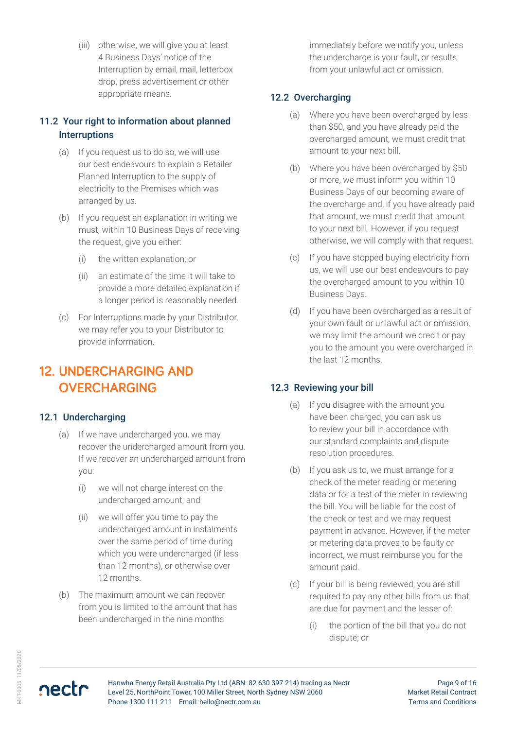(iii) otherwise, we will give you at least 4 Business Days' notice of the Interruption by email, mail, letterbox drop, press advertisement or other appropriate means.

### 11.2 Your right to information about planned Interruptions

(a) If you request us to do so, we will use our best endeavours to explain a Retailer Planned Interruption to the supply of electricity to the Premises which was arranged by us.

(b) If you request an explanation in writing we must, within 10 Business Days of receiving the request, give you either:

(i) the written explanation; or

(ii) an estimate of the time it will take to provide a more detailed explanation if a longer period is reasonably needed.

(c) For Interruptions made by your Distributor, we may refer you to your Distributor to provide information.

## 12. UNDERCHARGING AND OVERCHARGING

### 12.1 Undercharging

(a) If we have undercharged you, we may recover the undercharged amount from you. If we recover an undercharged amount from you:

(i) we will not charge interest on the undercharged amount; and

(ii) we will offer you time to pay the undercharged amount in instalments over the same period of time during which you were undercharged (if less than 12 months), or otherwise over 12 months.

(b) The maximum amount we can recover from you is limited to the amount that has been undercharged in the nine months immediately before we notify you, unless the undercharge is your fault, or results from your unlawful act or omission.

### 12.2 Overcharging

(a) Where you have been overcharged by less than $50, and you have already paid the overcharged amount, we must credit that amount to your next bill.

(b) Where you have been overcharged by $50 or more, we must inform you within 10 Business Days of our becoming aware of the overcharge and, if you have already paid that amount, we must credit that amount to your next bill. However, if you request otherwise, we will comply with that request.

(c) If you have stopped buying electricity from us, we will use our best endeavours to pay the overcharged amount to you within 10 Business Days.

(d) If you have been overcharged as a result of your own fault or unlawful act or omission, we may limit the amount we credit or pay you to the amount you were overcharged in the last 12 months.

### 12.3 Reviewing your bill

(a) If you disagree with the amount you have been charged, you can ask us to review your bill in accordance with our standard complaints and dispute resolution procedures.

(b) If you ask us to, we must arrange for a check of the meter reading or metering data or for a test of the meter in reviewing the bill. You will be liable for the cost of the check or test and we may request payment in advance. However, if the meter or metering data proves to be faulty or incorrect, we must reimburse you for the amount paid.

(c) If your bill is being reviewed, you are still required to pay any other bills from us that are due for payment and the lesser of:

(i) the portion of the bill that you do not dispute; or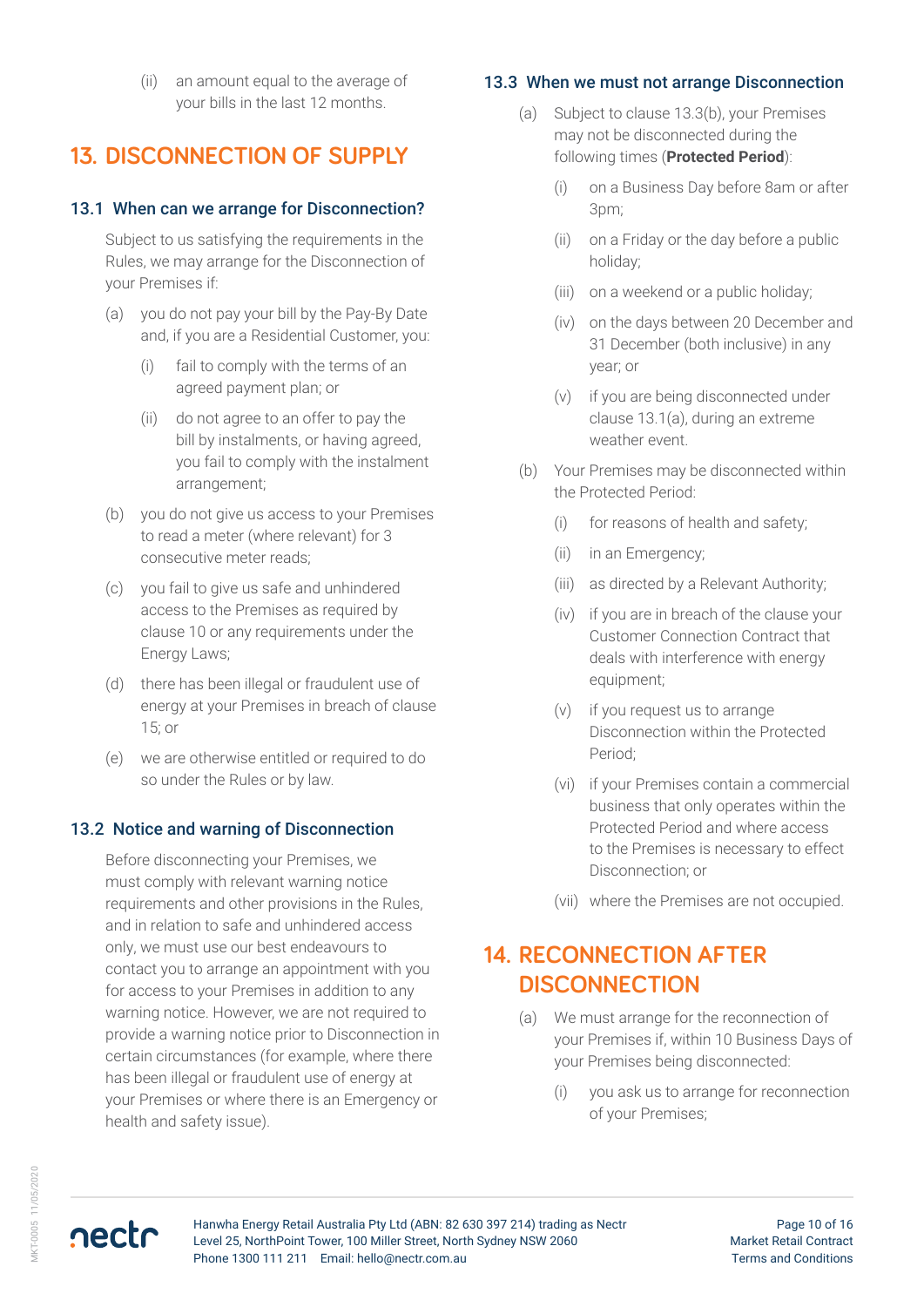(ii) an amount equal to the average of your bills in the last 12 months.

## 13. DISCONNECTION OF SUPPLY

### 13.1 When can we arrange for Disconnection?

Subject to us satisfying the requirements in the Rules, we may arrange for the Disconnection of your Premises if:

(a) you do not pay your bill by the Pay-By Date and, if you are a Residential Customer, you:

(i) fail to comply with the terms of an agreed payment plan; or

(ii) do not agree to an offer to pay the bill by instalments, or having agreed, you fail to comply with the instalment arrangement;

(b) you do not give us access to your Premises to read a meter (where relevant) for 3 consecutive meter reads;

(c) you fail to give us safe and unhindered access to the Premises as required by clause 10 or any requirements under the Energy Laws;

(d) there has been illegal or fraudulent use of energy at your Premises in breach of clause 15; or

(e) we are otherwise entitled or required to do so under the Rules or by law.

### 13.2 Notice and warning of Disconnection

Before disconnecting your Premises, we must comply with relevant warning notice requirements and other provisions in the Rules, and in relation to safe and unhindered access only, we must use our best endeavours to contact you to arrange an appointment with you for access to your Premises in addition to any warning notice. However, we are not required to provide a warning notice prior to Disconnection in certain circumstances (for example, where there has been illegal or fraudulent use of energy at your Premises or where there is an Emergency or health and safety issue).

### 13.3 When we must not arrange Disconnection

(a) Subject to clause 13.3(b), your Premises may not be disconnected during the following times (**Protected Period**):

(i) on a Business Day before 8am or after 3pm;

(ii) on a Friday or the day before a public holiday;

(iii) on a weekend or a public holiday;

(iv) on the days between 20 December and 31 December (both inclusive) in any year; or

(v) if you are being disconnected under clause 13.1(a), during an extreme weather event.

(b) Your Premises may be disconnected within the Protected Period:

(i) for reasons of health and safety;

(ii) in an Emergency;

(iii) as directed by a Relevant Authority;

(iv) if you are in breach of the clause your Customer Connection Contract that deals with interference with energy equipment;

(v) if you request us to arrange Disconnection within the Protected Period;

(vi) if your Premises contain a commercial business that only operates within the Protected Period and where access to the Premises is necessary to effect Disconnection; or

(vii) where the Premises are not occupied.

## 14. RECONNECTION AFTER DISCONNECTION

(a) We must arrange for the reconnection of your Premises if, within 10 Business Days of your Premises being disconnected:

(i) you ask us to arrange for reconnection of your Premises;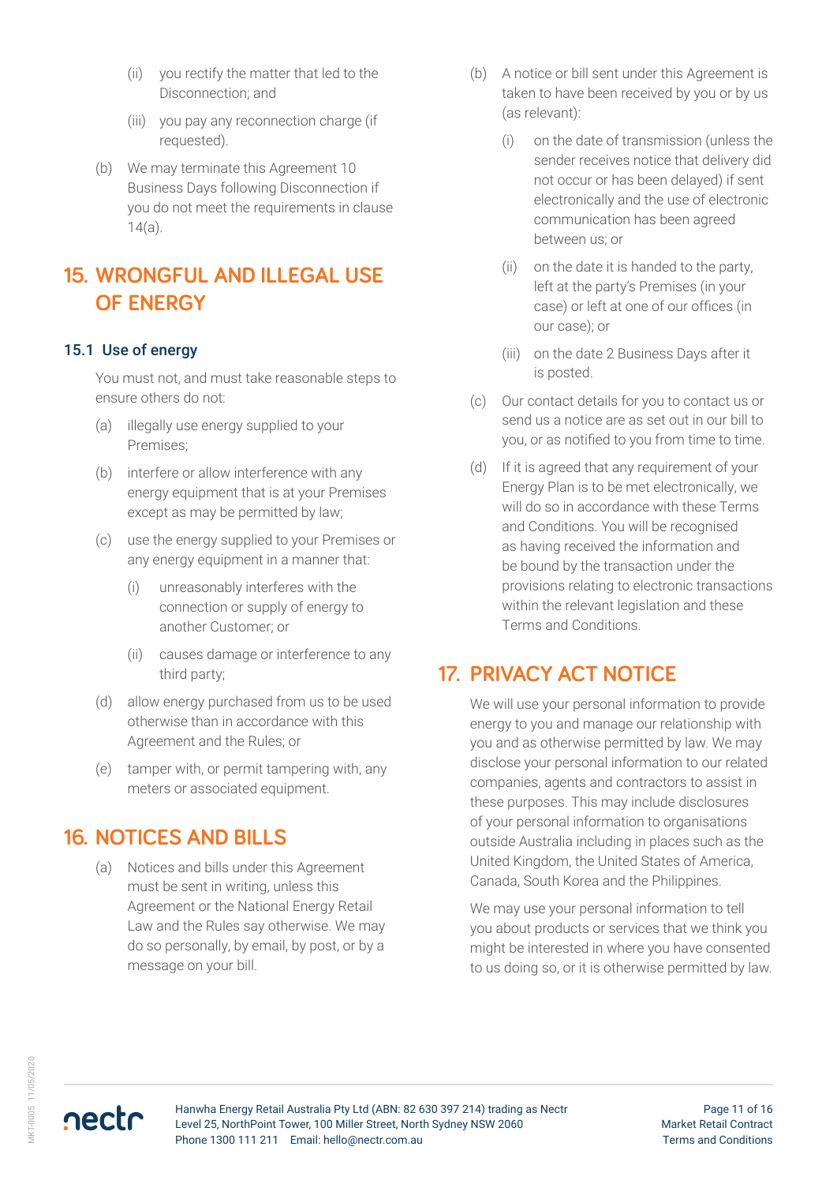(ii) you rectify the matter that led to the Disconnection; and

(iii) you pay any reconnection charge (if requested).

(b) We may terminate this Agreement 10 Business Days following Disconnection if you do not meet the requirements in clause 14(a).

# 15. WRONGFUL AND ILLEGAL USE OF ENERGY

### 15.1 Use of energy

You must not, and must take reasonable steps to ensure others do not:

(a) illegally use energy supplied to your Premises;

(b) interfere or allow interference with any energy equipment that is at your Premises except as may be permitted by law;

(c) use the energy supplied to your Premises or any energy equipment in a manner that:

(i) unreasonably interferes with the connection or supply of energy to another Customer; or

(ii) causes damage or interference to any third party;

(d) allow energy purchased from us to be used otherwise than in accordance with this Agreement and the Rules; or

(e) tamper with, or permit tampering with, any meters or associated equipment.

# 16. NOTICES AND BILLS

(a) Notices and bills under this Agreement must be sent in writing, unless this Agreement or the National Energy Retail Law and the Rules say otherwise. We may do so personally, by email, by post, or by a message on your bill.

(b) A notice or bill sent under this Agreement is taken to have been received by you or by us (as relevant):

(i) on the date of transmission (unless the sender receives notice that delivery did not occur or has been delayed) if sent electronically and the use of electronic communication has been agreed between us; or

(ii) on the date it is handed to the party, left at the party's Premises (in your case) or left at one of our offices (in our case); or

(iii) on the date 2 Business Days after it is posted.

(c) Our contact details for you to contact us or send us a notice are as set out in our bill to you, or as notified to you from time to time.

(d) If it is agreed that any requirement of your Energy Plan is to be met electronically, we will do so in accordance with these Terms and Conditions. You will be recognised as having received the information and be bound by the transaction under the provisions relating to electronic transactions within the relevant legislation and these Terms and Conditions.

# 17. PRIVACY ACT NOTICE

We will use your personal information to provide energy to you and manage our relationship with you and as otherwise permitted by law. We may disclose your personal information to our related companies, agents and contractors to assist in these purposes. This may include disclosures of your personal information to organisations outside Australia including in places such as the United Kingdom, the United States of America, Canada, South Korea and the Philippines.

We may use your personal information to tell you about products or services that we think you might be interested in where you have consented to us doing so, or it is otherwise permitted by law.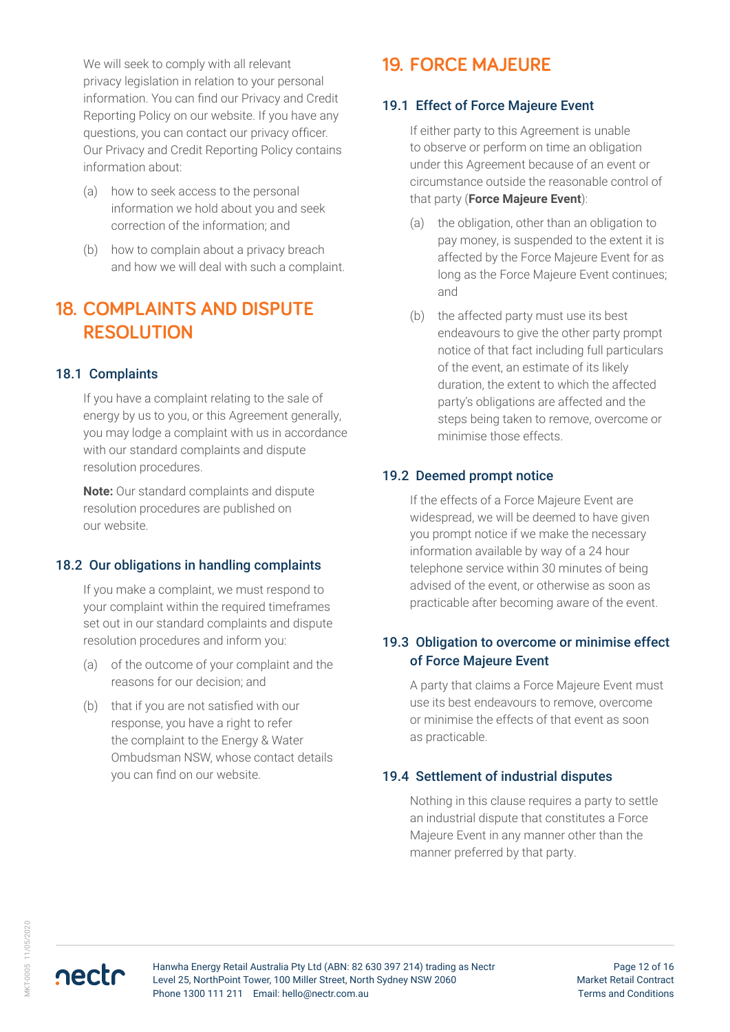We will seek to comply with all relevant privacy legislation in relation to your personal information. You can find our Privacy and Credit Reporting Policy on our website. If you have any questions, you can contact our privacy officer. Our Privacy and Credit Reporting Policy contains information about:

(a) how to seek access to the personal information we hold about you and seek correction of the information; and

(b) how to complain about a privacy breach and how we will deal with such a complaint.

# 18. COMPLAINTS AND DISPUTE RESOLUTION

## 18.1 Complaints

If you have a complaint relating to the sale of energy by us to you, or this Agreement generally, you may lodge a complaint with us in accordance with our standard complaints and dispute resolution procedures.

**Note:** Our standard complaints and dispute resolution procedures are published on our website.

## 18.2 Our obligations in handling complaints

If you make a complaint, we must respond to your complaint within the required timeframes set out in our standard complaints and dispute resolution procedures and inform you:

(a) of the outcome of your complaint and the reasons for our decision; and

(b) that if you are not satisfied with our response, you have a right to refer the complaint to the Energy & Water Ombudsman NSW, whose contact details you can find on our website.

# 19. FORCE MAJEURE

## 19.1 Effect of Force Majeure Event

If either party to this Agreement is unable to observe or perform on time an obligation under this Agreement because of an event or circumstance outside the reasonable control of that party (**Force Majeure Event**):

(a) the obligation, other than an obligation to pay money, is suspended to the extent it is affected by the Force Majeure Event for as long as the Force Majeure Event continues; and

(b) the affected party must use its best endeavours to give the other party prompt notice of that fact including full particulars of the event, an estimate of its likely duration, the extent to which the affected party's obligations are affected and the steps being taken to remove, overcome or minimise those effects.

## 19.2 Deemed prompt notice

If the effects of a Force Majeure Event are widespread, we will be deemed to have given you prompt notice if we make the necessary information available by way of a 24 hour telephone service within 30 minutes of being advised of the event, or otherwise as soon as practicable after becoming aware of the event.

## 19.3 Obligation to overcome or minimise effect of Force Majeure Event

A party that claims a Force Majeure Event must use its best endeavours to remove, overcome or minimise the effects of that event as soon as practicable.

## 19.4 Settlement of industrial disputes

Nothing in this clause requires a party to settle an industrial dispute that constitutes a Force Majeure Event in any manner other than the manner preferred by that party.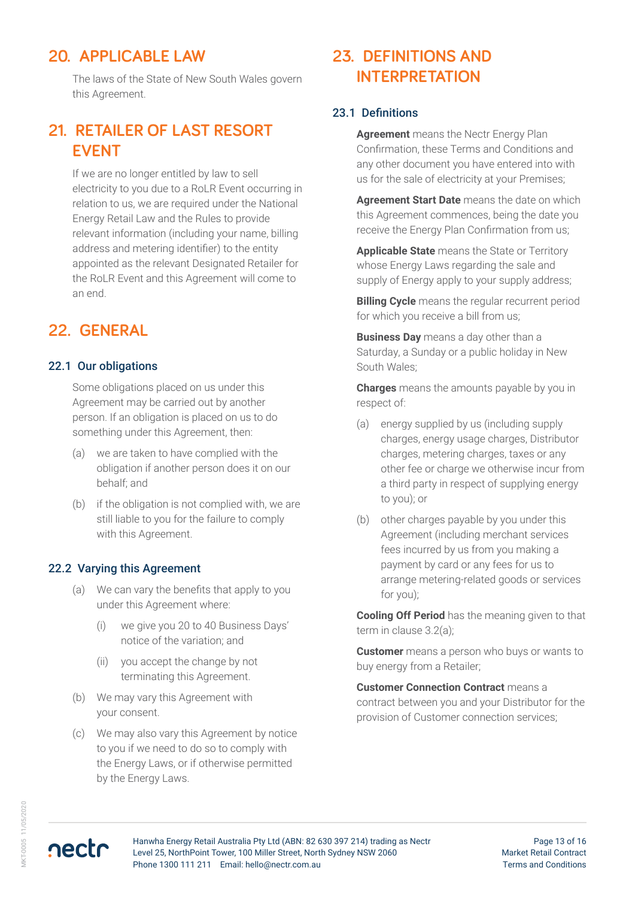## 20. APPLICABLE LAW

The laws of the State of New South Wales govern this Agreement.

## 21. RETAILER OF LAST RESORT EVENT

If we are no longer entitled by law to sell electricity to you due to a RoLR Event occurring in relation to us, we are required under the National Energy Retail Law and the Rules to provide relevant information (including your name, billing address and metering identifier) to the entity appointed as the relevant Designated Retailer for the RoLR Event and this Agreement will come to an end.

## 22. GENERAL

### 22.1 Our obligations

Some obligations placed on us under this Agreement may be carried out by another person. If an obligation is placed on us to do something under this Agreement, then:

(a) we are taken to have complied with the obligation if another person does it on our behalf; and

(b) if the obligation is not complied with, we are still liable to you for the failure to comply with this Agreement.

### 22.2 Varying this Agreement

(a) We can vary the benefits that apply to you under this Agreement where:

  (i) we give you 20 to 40 Business Days' notice of the variation; and

  (ii) you accept the change by not terminating this Agreement.

(b) We may vary this Agreement with your consent.

(c) We may also vary this Agreement by notice to you if we need to do so to comply with the Energy Laws, or if otherwise permitted by the Energy Laws.

## 23. DEFINITIONS AND INTERPRETATION

### 23.1 Definitions

**Agreement** means the Nectr Energy Plan Confirmation, these Terms and Conditions and any other document you have entered into with us for the sale of electricity at your Premises;

**Agreement Start Date** means the date on which this Agreement commences, being the date you receive the Energy Plan Confirmation from us;

**Applicable State** means the State or Territory whose Energy Laws regarding the sale and supply of Energy apply to your supply address;

**Billing Cycle** means the regular recurrent period for which you receive a bill from us;

**Business Day** means a day other than a Saturday, a Sunday or a public holiday in New South Wales;

**Charges** means the amounts payable by you in respect of:

(a) energy supplied by us (including supply charges, energy usage charges, Distributor charges, metering charges, taxes or any other fee or charge we otherwise incur from a third party in respect of supplying energy to you); or

(b) other charges payable by you under this Agreement (including merchant services fees incurred by us from you making a payment by card or any fees for us to arrange metering-related goods or services for you);

**Cooling Off Period** has the meaning given to that term in clause 3.2(a);

**Customer** means a person who buys or wants to buy energy from a Retailer;

**Customer Connection Contract** means a contract between you and your Distributor for the provision of Customer connection services;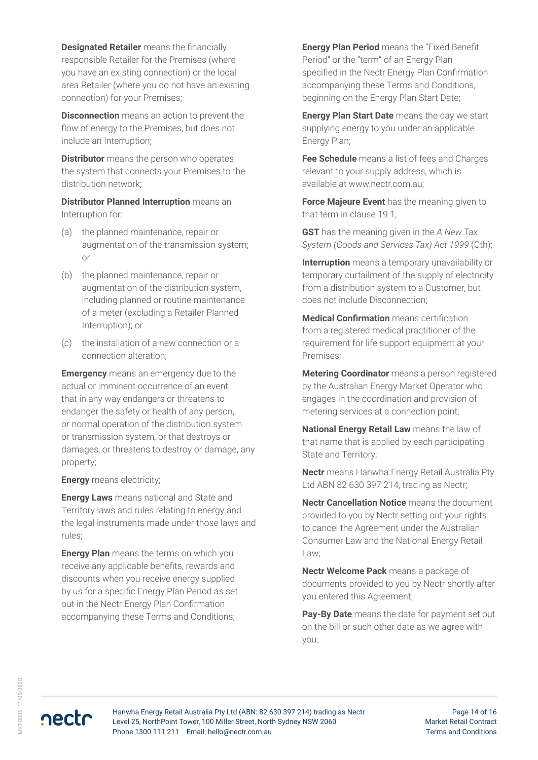**Designated Retailer** means the financially responsible Retailer for the Premises (where you have an existing connection) or the local area Retailer (where you do not have an existing connection) for your Premises;

**Disconnection** means an action to prevent the flow of energy to the Premises, but does not include an Interruption;

**Distributor** means the person who operates the system that connects your Premises to the distribution network;

**Distributor Planned Interruption** means an Interruption for:

(a) the planned maintenance, repair or augmentation of the transmission system; or

(b) the planned maintenance, repair or augmentation of the distribution system, including planned or routine maintenance of a meter (excluding a Retailer Planned Interruption); or

(c) the installation of a new connection or a connection alteration;

**Emergency** means an emergency due to the actual or imminent occurrence of an event that in any way endangers or threatens to endanger the safety or health of any person, or normal operation of the distribution system or transmission system, or that destroys or damages, or threatens to destroy or damage, any property;

**Energy** means electricity;

**Energy Laws** means national and State and Territory laws and rules relating to energy and the legal instruments made under those laws and rules;

**Energy Plan** means the terms on which you receive any applicable benefits, rewards and discounts when you receive energy supplied by us for a specific Energy Plan Period as set out in the Nectr Energy Plan Confirmation accompanying these Terms and Conditions;

**Energy Plan Period** means the "Fixed Benefit Period" or the "term" of an Energy Plan specified in the Nectr Energy Plan Confirmation accompanying these Terms and Conditions, beginning on the Energy Plan Start Date;

**Energy Plan Start Date** means the day we start supplying energy to you under an applicable Energy Plan;

**Fee Schedule** means a list of fees and Charges relevant to your supply address, which is available at www.nectr.com.au;

**Force Majeure Event** has the meaning given to that term in clause 19.1;

**GST** has the meaning given in the *A New Tax System (Goods and Services Tax) Act 1999* (Cth);

**Interruption** means a temporary unavailability or temporary curtailment of the supply of electricity from a distribution system to a Customer, but does not include Disconnection;

**Medical Confirmation** means certification from a registered medical practitioner of the requirement for life support equipment at your Premises;

**Metering Coordinator** means a person registered by the Australian Energy Market Operator who engages in the coordination and provision of metering services at a connection point;

**National Energy Retail Law** means the law of that name that is applied by each participating State and Territory;

**Nectr** means Hanwha Energy Retail Australia Pty Ltd ABN 82 630 397 214, trading as Nectr;

**Nectr Cancellation Notice** means the document provided to you by Nectr setting out your rights to cancel the Agreement under the Australian Consumer Law and the National Energy Retail Law;

**Nectr Welcome Pack** means a package of documents provided to you by Nectr shortly after you entered this Agreement;

**Pay-By Date** means the date for payment set out on the bill or such other date as we agree with you;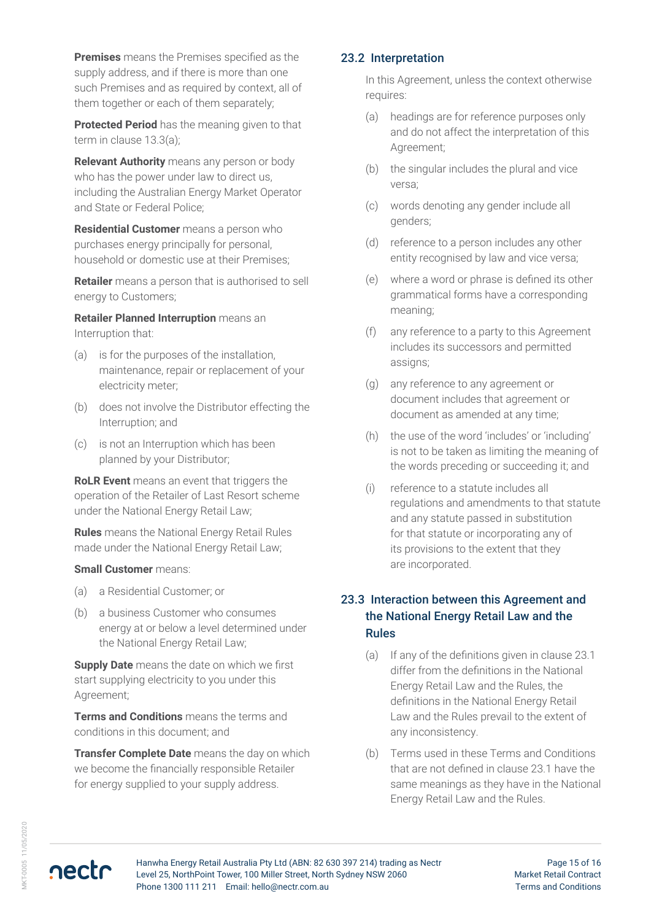**Premises** means the Premises specified as the supply address, and if there is more than one such Premises and as required by context, all of them together or each of them separately;

**Protected Period** has the meaning given to that term in clause 13.3(a);

**Relevant Authority** means any person or body who has the power under law to direct us, including the Australian Energy Market Operator and State or Federal Police;

**Residential Customer** means a person who purchases energy principally for personal, household or domestic use at their Premises;

**Retailer** means a person that is authorised to sell energy to Customers;

**Retailer Planned Interruption** means an Interruption that:

(a) is for the purposes of the installation, maintenance, repair or replacement of your electricity meter;

(b) does not involve the Distributor effecting the Interruption; and

(c) is not an Interruption which has been planned by your Distributor;

**RoLR Event** means an event that triggers the operation of the Retailer of Last Resort scheme under the National Energy Retail Law;

**Rules** means the National Energy Retail Rules made under the National Energy Retail Law;

**Small Customer** means:

(a) a Residential Customer; or

(b) a business Customer who consumes energy at or below a level determined under the National Energy Retail Law;

**Supply Date** means the date on which we first start supplying electricity to you under this Agreement;

**Terms and Conditions** means the terms and conditions in this document; and

**Transfer Complete Date** means the day on which we become the financially responsible Retailer for energy supplied to your supply address.

## 23.2 Interpretation

In this Agreement, unless the context otherwise requires:

(a) headings are for reference purposes only and do not affect the interpretation of this Agreement;

(b) the singular includes the plural and vice versa;

(c) words denoting any gender include all genders;

(d) reference to a person includes any other entity recognised by law and vice versa;

(e) where a word or phrase is defined its other grammatical forms have a corresponding meaning;

(f) any reference to a party to this Agreement includes its successors and permitted assigns;

(g) any reference to any agreement or document includes that agreement or document as amended at any time;

(h) the use of the word 'includes' or 'including' is not to be taken as limiting the meaning of the words preceding or succeeding it; and

(i) reference to a statute includes all regulations and amendments to that statute and any statute passed in substitution for that statute or incorporating any of its provisions to the extent that they are incorporated.

## 23.3 Interaction between this Agreement and the National Energy Retail Law and the Rules

(a) If any of the definitions given in clause 23.1 differ from the definitions in the National Energy Retail Law and the Rules, the definitions in the National Energy Retail Law and the Rules prevail to the extent of any inconsistency.

(b) Terms used in these Terms and Conditions that are not defined in clause 23.1 have the same meanings as they have in the National Energy Retail Law and the Rules.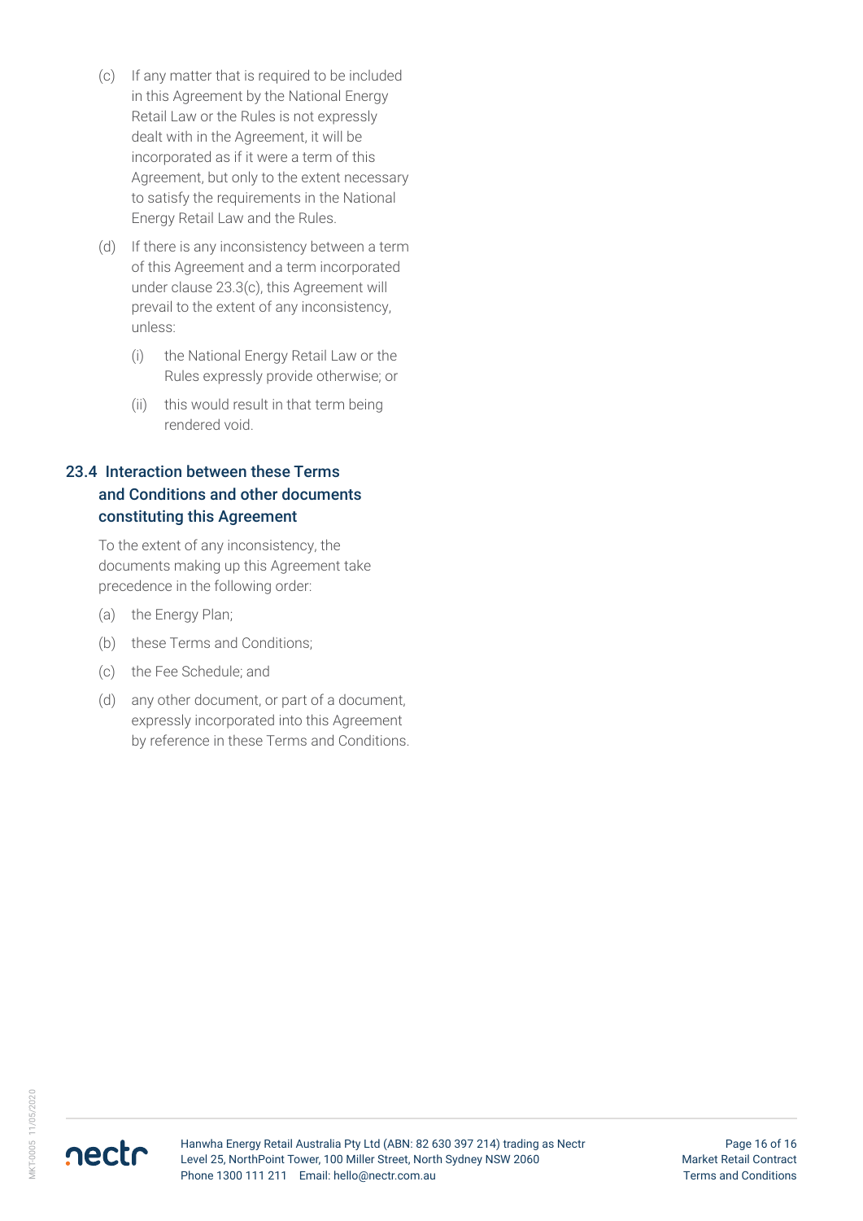(c) If any matter that is required to be included in this Agreement by the National Energy Retail Law or the Rules is not expressly dealt with in the Agreement, it will be incorporated as if it were a term of this Agreement, but only to the extent necessary to satisfy the requirements in the National Energy Retail Law and the Rules.

(d) If there is any inconsistency between a term of this Agreement and a term incorporated under clause 23.3(c), this Agreement will prevail to the extent of any inconsistency, unless:

(i) the National Energy Retail Law or the Rules expressly provide otherwise; or

(ii) this would result in that term being rendered void.

## 23.4 Interaction between these Terms and Conditions and other documents constituting this Agreement

To the extent of any inconsistency, the documents making up this Agreement take precedence in the following order:

(a) the Energy Plan;

(b) these Terms and Conditions;

(c) the Fee Schedule; and

(d) any other document, or part of a document, expressly incorporated into this Agreement by reference in these Terms and Conditions.